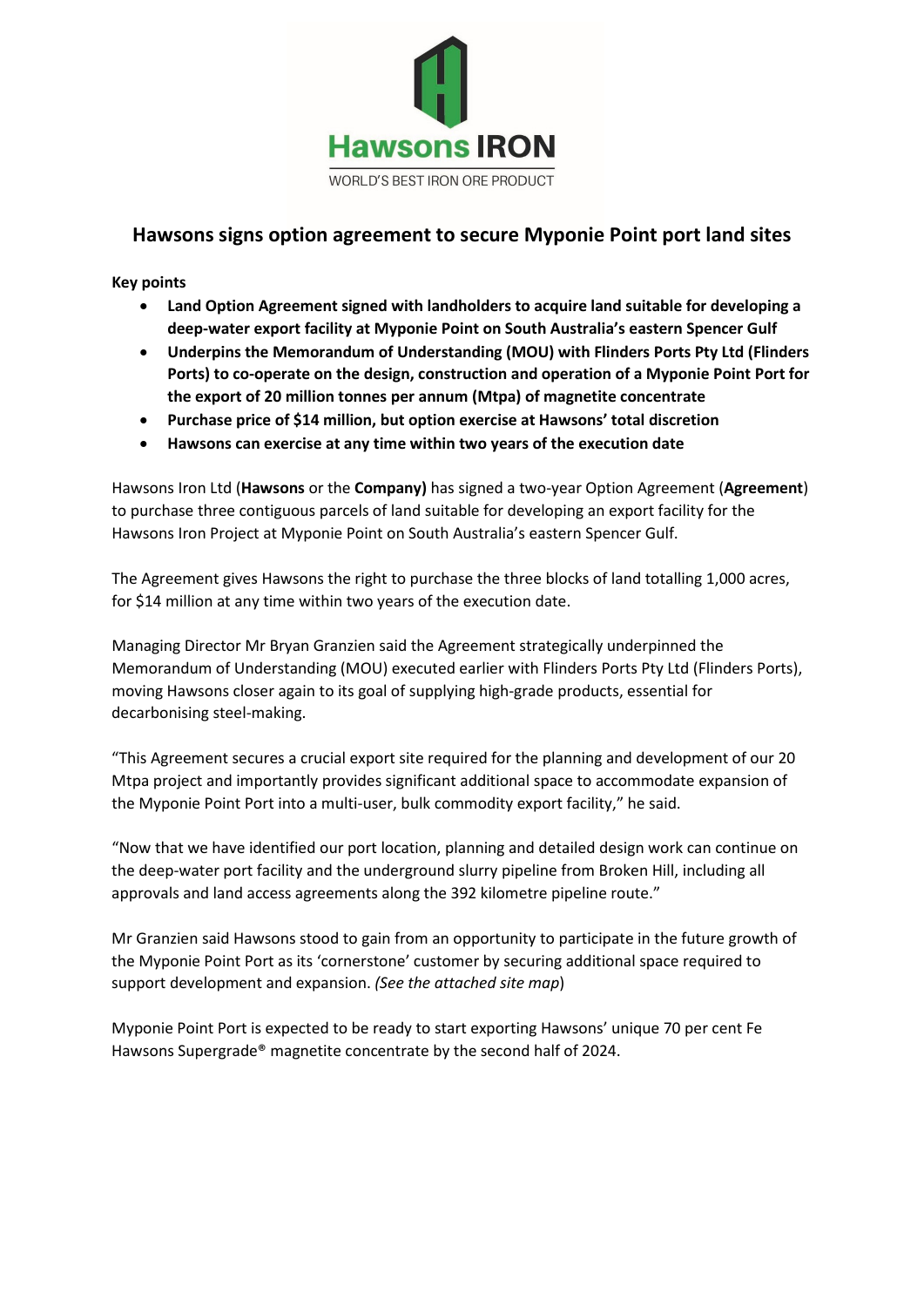Hawsons IRON

WORLD'S BEST IRON ORE PRODUCT

# Hawsons signs option agreement to secure Myponie Point port land sites

**Key points**

- **Land Option Agreement signed with landholders to acquire land suitable for developing a deep-water export facility at Myponie Point on South Australia's eastern Spencer Gulf**
- **Underpins the Memorandum of Understanding (MOU) with Flinders Ports Pty Ltd (Flinders Ports) to co-operate on the design, construction and operation of a Myponie Point Port for the export of 20 million tonnes per annum (Mtpa) of magnetite concentrate**
- **Purchase price of $14 million, but option exercise at Hawsons' total discretion**
- **Hawsons can exercise at any time within two years of the execution date**

Hawsons Iron Ltd (**Hawsons** or the **Company)** has signed a two-year Option Agreement (**Agreement**) to purchase three contiguous parcels of land suitable for developing an export facility for the Hawsons Iron Project at Myponie Point on South Australia's eastern Spencer Gulf.

The Agreement gives Hawsons the right to purchase the three blocks of land totalling 1,000 acres, for $14 million at any time within two years of the execution date.

Managing Director Mr Bryan Granzien said the Agreement strategically underpinned the Memorandum of Understanding (MOU) executed earlier with Flinders Ports Pty Ltd (Flinders Ports), moving Hawsons closer again to its goal of supplying high-grade products, essential for decarbonising steel-making.

"This Agreement secures a crucial export site required for the planning and development of our 20 Mtpa project and importantly provides significant additional space to accommodate expansion of the Myponie Point Port into a multi-user, bulk commodity export facility," he said.

"Now that we have identified our port location, planning and detailed design work can continue on the deep-water port facility and the underground slurry pipeline from Broken Hill, including all approvals and land access agreements along the 392 kilometre pipeline route."

Mr Granzien said Hawsons stood to gain from an opportunity to participate in the future growth of the Myponie Point Port as its 'cornerstone' customer by securing additional space required to support development and expansion. *(See the attached site map)*

Myponie Point Port is expected to be ready to start exporting Hawsons' unique 70 per cent Fe Hawsons Supergrade® magnetite concentrate by the second half of 2024.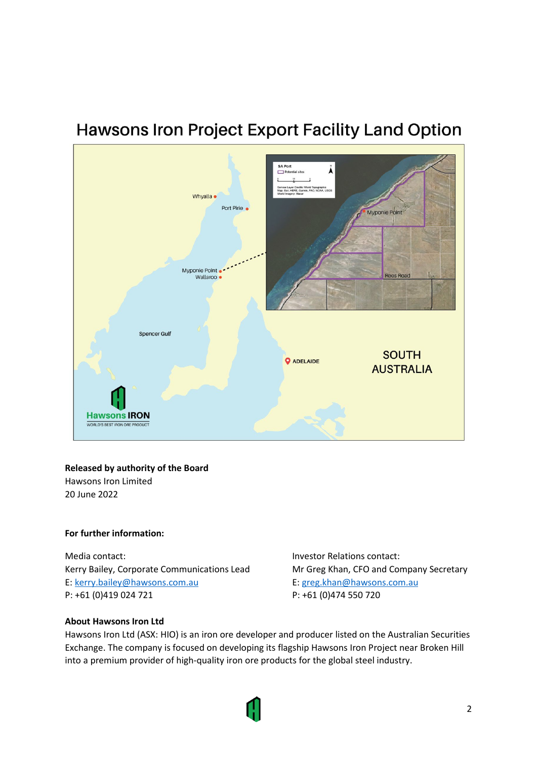## Hawsons Iron Project Export Facility Land Option

**Released by authority of the Board**
Hawsons Iron Limited
20 June 2022

**For further information:**

Media contact:
Kerry Bailey, Corporate Communications Lead
E: kerry.bailey@hawsons.com.au
P: +61 (0)419 024 721

Investor Relations contact:
Mr Greg Khan, CFO and Company Secretary
E: greg.khan@hawsons.com.au
P: +61 (0)474 550 720

**About Hawsons Iron Ltd**
Hawsons Iron Ltd (ASX: HIO) is an iron ore developer and producer listed on the Australian Securities Exchange. The company is focused on developing its flagship Hawsons Iron Project near Broken Hill into a premium provider of high-quality iron ore products for the global steel industry.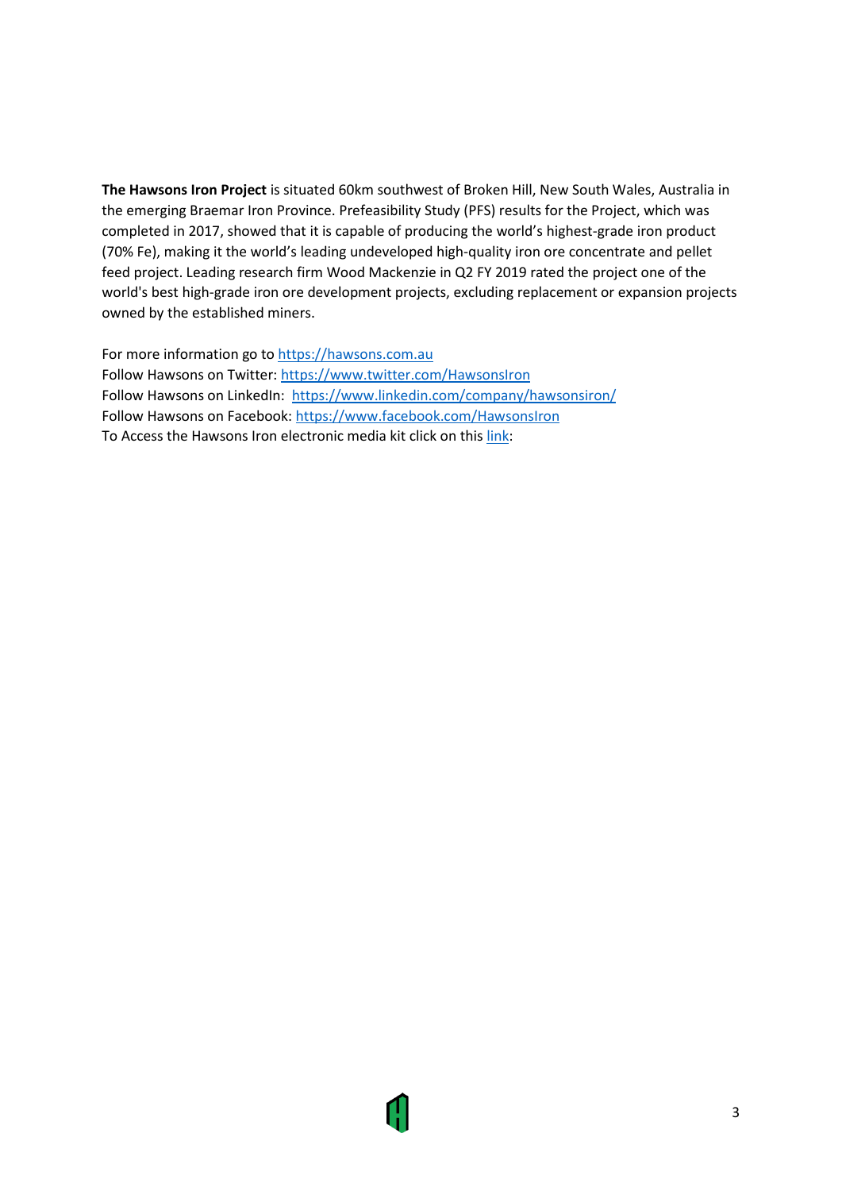**The Hawsons Iron Project** is situated 60km southwest of Broken Hill, New South Wales, Australia in the emerging Braemar Iron Province. Prefeasibility Study (PFS) results for the Project, which was completed in 2017, showed that it is capable of producing the world's highest-grade iron product (70% Fe), making it the world's leading undeveloped high-quality iron ore concentrate and pellet feed project. Leading research firm Wood Mackenzie in Q2 FY 2019 rated the project one of the world's best high-grade iron ore development projects, excluding replacement or expansion projects owned by the established miners.

For more information go to https://hawsons.com.au
Follow Hawsons on Twitter: https://www.twitter.com/HawsonsIron
Follow Hawsons on LinkedIn: https://www.linkedin.com/company/hawsonsiron/
Follow Hawsons on Facebook: https://www.facebook.com/HawsonsIron
To Access the Hawsons Iron electronic media kit click on this link: